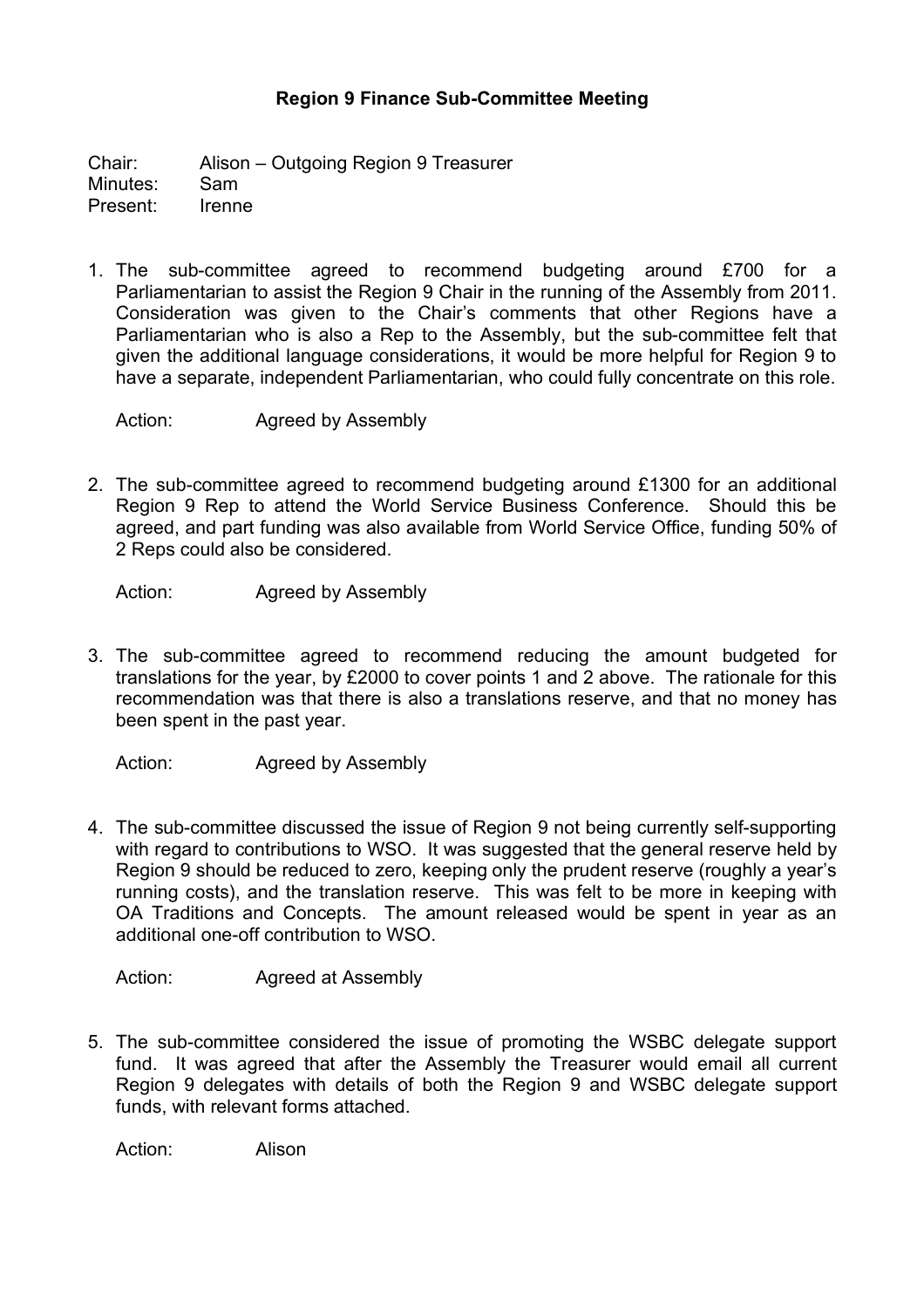**Region 9 Finance Sub-Committee Meeting**

Chair: Alison – Outgoing Region 9 Treasurer
Minutes: Sam
Present: Irenne

1. The sub-committee agreed to recommend budgeting around £700 for a Parliamentarian to assist the Region 9 Chair in the running of the Assembly from 2011. Consideration was given to the Chair's comments that other Regions have a Parliamentarian who is also a Rep to the Assembly, but the sub-committee felt that given the additional language considerations, it would be more helpful for Region 9 to have a separate, independent Parliamentarian, who could fully concentrate on this role.

   Action: Agreed by Assembly

2. The sub-committee agreed to recommend budgeting around £1300 for an additional Region 9 Rep to attend the World Service Business Conference. Should this be agreed, and part funding was also available from World Service Office, funding 50% of 2 Reps could also be considered.

   Action: Agreed by Assembly

3. The sub-committee agreed to recommend reducing the amount budgeted for translations for the year, by £2000 to cover points 1 and 2 above. The rationale for this recommendation was that there is also a translations reserve, and that no money has been spent in the past year.

   Action: Agreed by Assembly

4. The sub-committee discussed the issue of Region 9 not being currently self-supporting with regard to contributions to WSO. It was suggested that the general reserve held by Region 9 should be reduced to zero, keeping only the prudent reserve (roughly a year's running costs), and the translation reserve. This was felt to be more in keeping with OA Traditions and Concepts. The amount released would be spent in year as an additional one-off contribution to WSO.

   Action: Agreed at Assembly

5. The sub-committee considered the issue of promoting the WSBC delegate support fund. It was agreed that after the Assembly the Treasurer would email all current Region 9 delegates with details of both the Region 9 and WSBC delegate support funds, with relevant forms attached.

   Action: Alison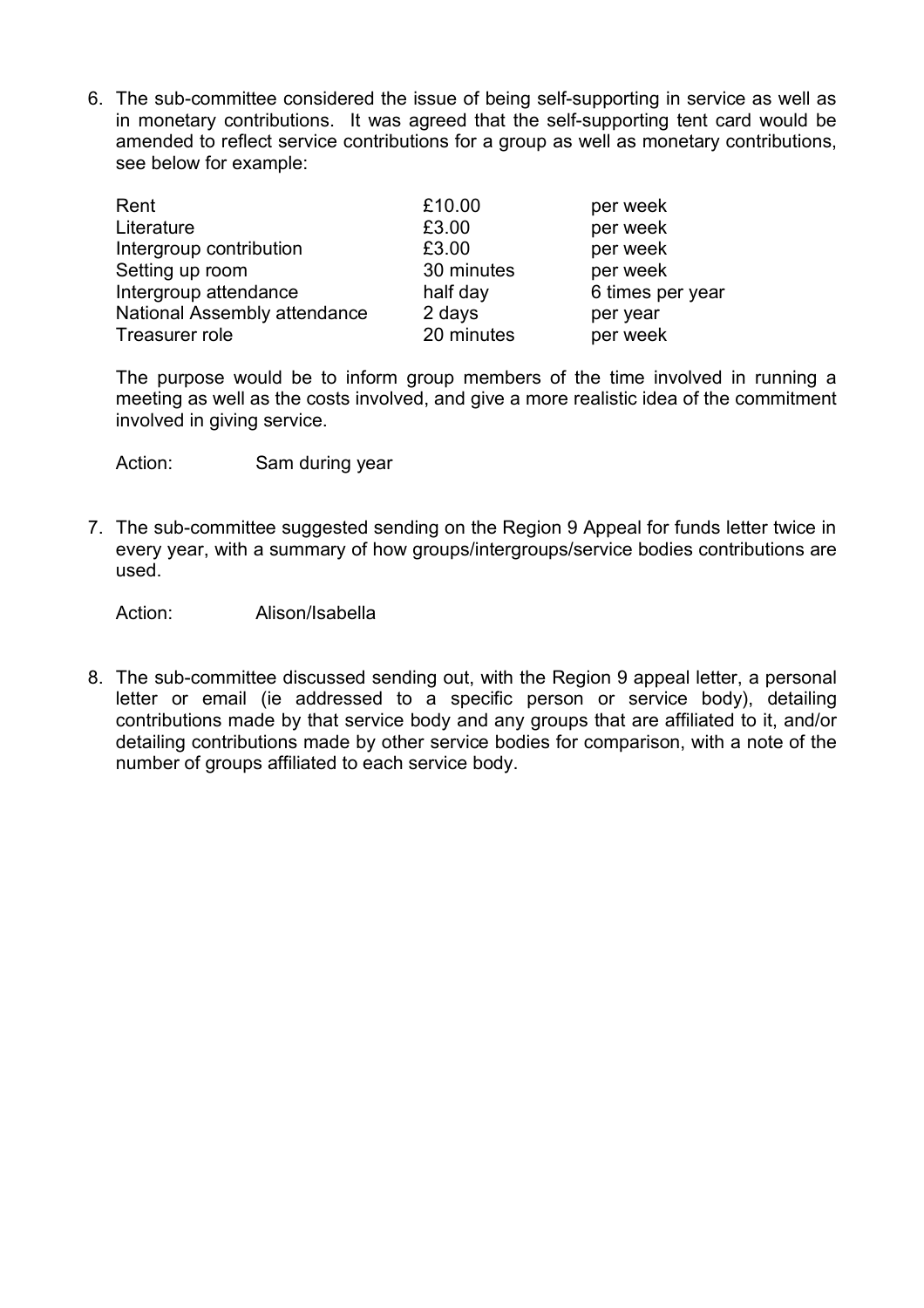6. The sub-committee considered the issue of being self-supporting in service as well as in monetary contributions. It was agreed that the self-supporting tent card would be amended to reflect service contributions for a group as well as monetary contributions, see below for example:

   | | | |
   |---|---|---|
   | Rent | £10.00 | per week |
   | Literature | £3.00 | per week |
   | Intergroup contribution | £3.00 | per week |
   | Setting up room | 30 minutes | per week |
   | Intergroup attendance | half day | 6 times per year |
   | National Assembly attendance | 2 days | per year |
   | Treasurer role | 20 minutes | per week |

   The purpose would be to inform group members of the time involved in running a meeting as well as the costs involved, and give a more realistic idea of the commitment involved in giving service.

   Action: Sam during year

7. The sub-committee suggested sending on the Region 9 Appeal for funds letter twice in every year, with a summary of how groups/intergroups/service bodies contributions are used.

   Action: Alison/Isabella

8. The sub-committee discussed sending out, with the Region 9 appeal letter, a personal letter or email (ie addressed to a specific person or service body), detailing contributions made by that service body and any groups that are affiliated to it, and/or detailing contributions made by other service bodies for comparison, with a note of the number of groups affiliated to each service body.